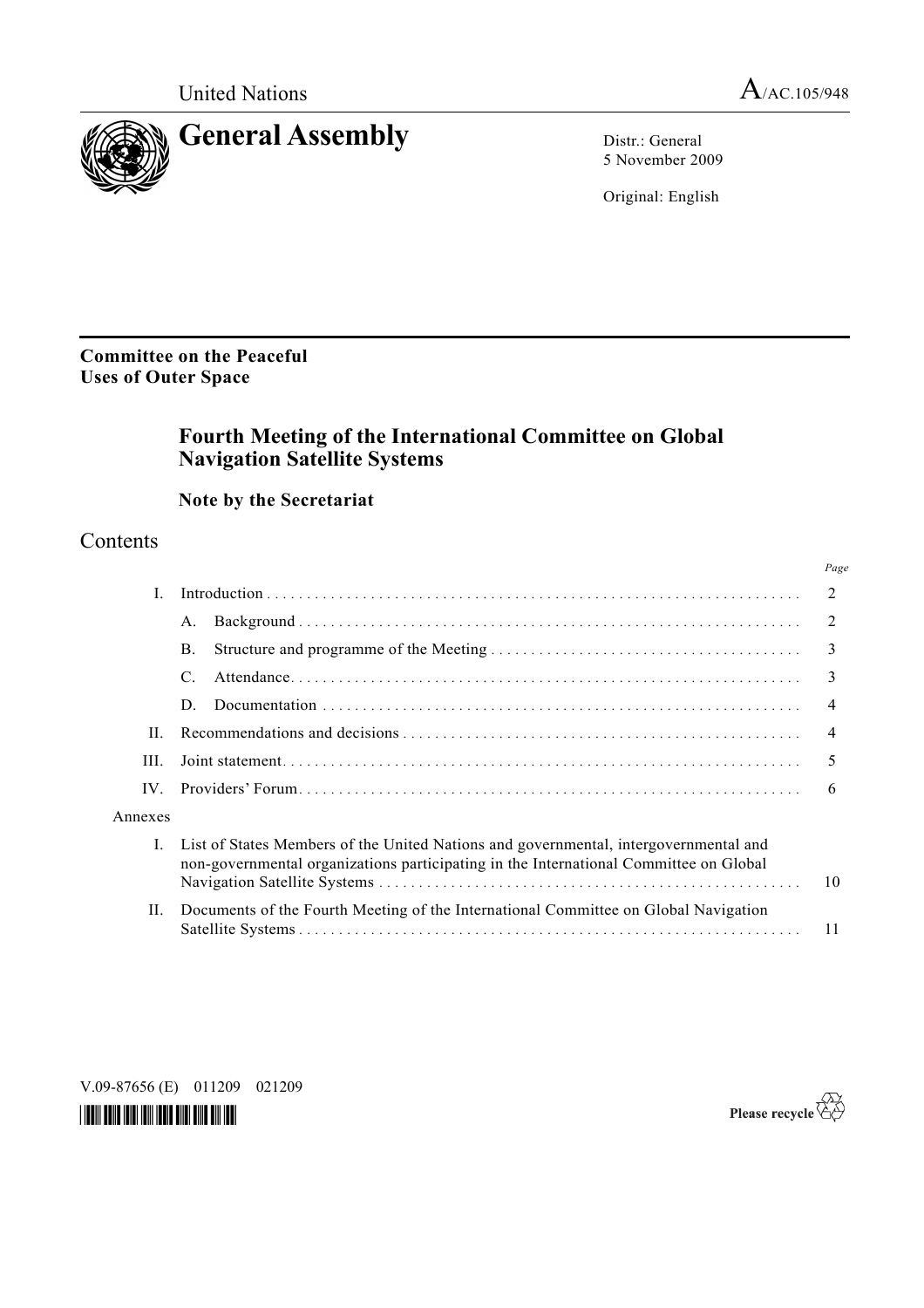United Nations A/AC.105/948

# General Assembly

Distr.: General
5 November 2009

Original: English

**Committee on the Peaceful Uses of Outer Space**

## Fourth Meeting of the International Committee on Global Navigation Satellite Systems

### Note by the Secretariat

## Contents

| | | Page |
|---|---|---|
| I. | Introduction | 2 |
| | A. Background | 2 |
| | B. Structure and programme of the Meeting | 3 |
| | C. Attendance | 3 |
| | D. Documentation | 4 |
| II. | Recommendations and decisions | 4 |
| III. | Joint statement | 5 |
| IV. | Providers' Forum | 6 |
| Annexes | | |
| I. | List of States Members of the United Nations and governmental, intergovernmental and non-governmental organizations participating in the International Committee on Global Navigation Satellite Systems | 10 |
| II. | Documents of the Fourth Meeting of the International Committee on Global Navigation Satellite Systems | 11 |

V.09-87656 (E) 011209 021209

Please recycle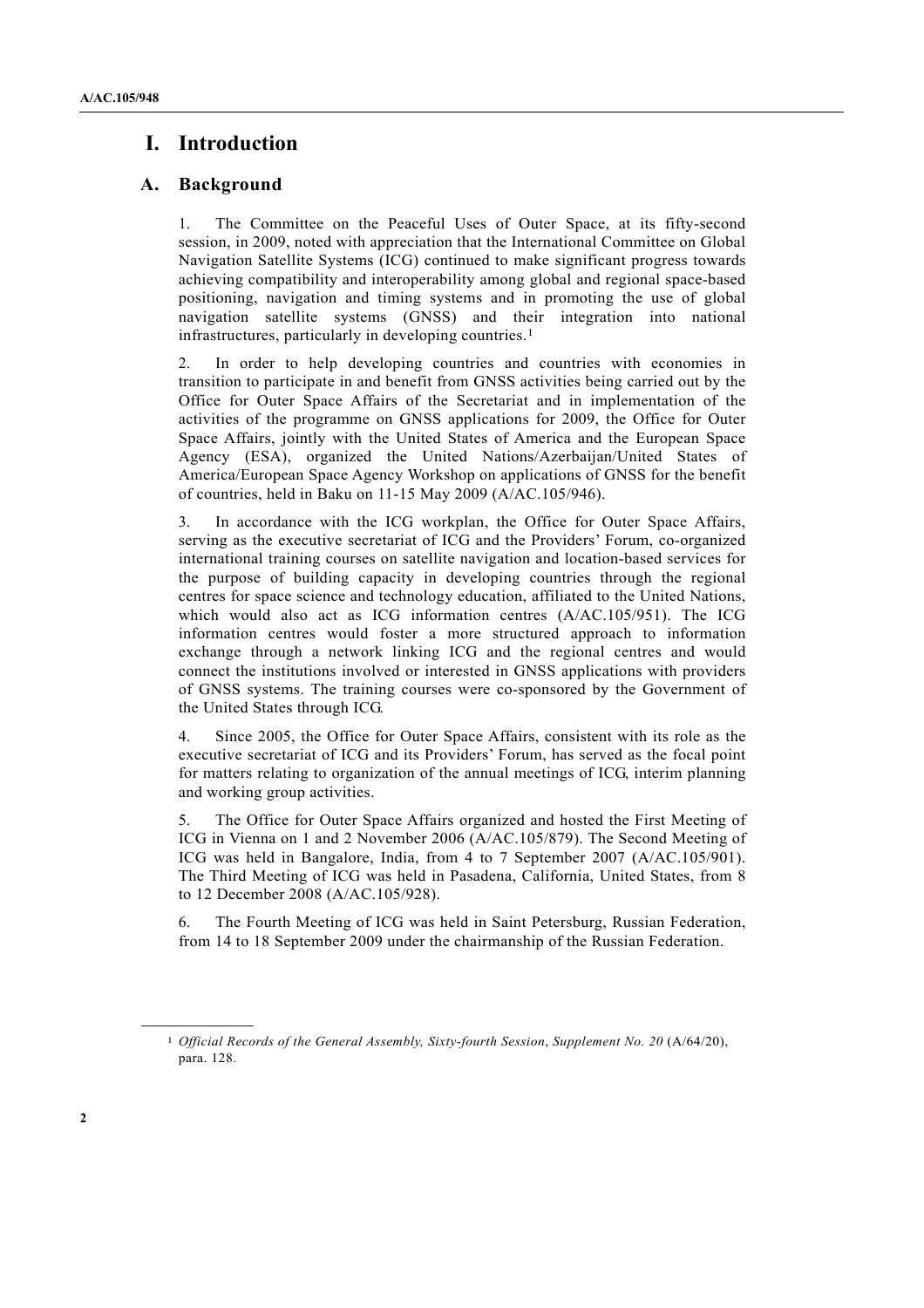# I. Introduction

## A. Background

1. The Committee on the Peaceful Uses of Outer Space, at its fifty-second session, in 2009, noted with appreciation that the International Committee on Global Navigation Satellite Systems (ICG) continued to make significant progress towards achieving compatibility and interoperability among global and regional space-based positioning, navigation and timing systems and in promoting the use of global navigation satellite systems (GNSS) and their integration into national infrastructures, particularly in developing countries.[1]

2. In order to help developing countries and countries with economies in transition to participate in and benefit from GNSS activities being carried out by the Office for Outer Space Affairs of the Secretariat and in implementation of the activities of the programme on GNSS applications for 2009, the Office for Outer Space Affairs, jointly with the United States of America and the European Space Agency (ESA), organized the United Nations/Azerbaijan/United States of America/European Space Agency Workshop on applications of GNSS for the benefit of countries, held in Baku on 11-15 May 2009 (A/AC.105/946).

3. In accordance with the ICG workplan, the Office for Outer Space Affairs, serving as the executive secretariat of ICG and the Providers' Forum, co-organized international training courses on satellite navigation and location-based services for the purpose of building capacity in developing countries through the regional centres for space science and technology education, affiliated to the United Nations, which would also act as ICG information centres (A/AC.105/951). The ICG information centres would foster a more structured approach to information exchange through a network linking ICG and the regional centres and would connect the institutions involved or interested in GNSS applications with providers of GNSS systems. The training courses were co-sponsored by the Government of the United States through ICG.

4. Since 2005, the Office for Outer Space Affairs, consistent with its role as the executive secretariat of ICG and its Providers' Forum, has served as the focal point for matters relating to organization of the annual meetings of ICG, interim planning and working group activities.

5. The Office for Outer Space Affairs organized and hosted the First Meeting of ICG in Vienna on 1 and 2 November 2006 (A/AC.105/879). The Second Meeting of ICG was held in Bangalore, India, from 4 to 7 September 2007 (A/AC.105/901). The Third Meeting of ICG was held in Pasadena, California, United States, from 8 to 12 December 2008 (A/AC.105/928).

6. The Fourth Meeting of ICG was held in Saint Petersburg, Russian Federation, from 14 to 18 September 2009 under the chairmanship of the Russian Federation.

---

[1] *Official Records of the General Assembly, Sixty-fourth Session*, *Supplement No. 20* (A/64/20), para. 128.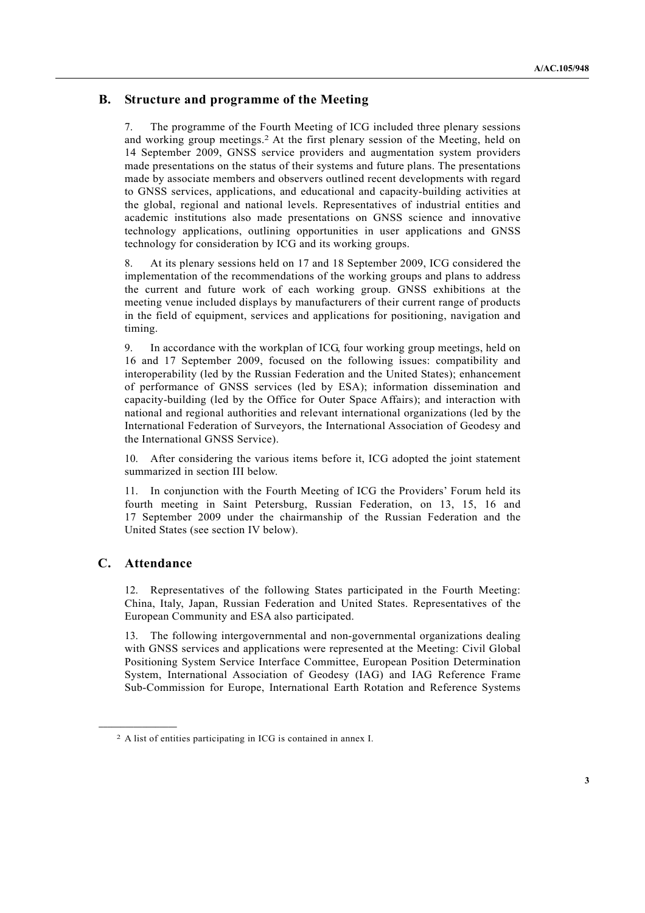## B. Structure and programme of the Meeting

7. The programme of the Fourth Meeting of ICG included three plenary sessions and working group meetings.[2] At the first plenary session of the Meeting, held on 14 September 2009, GNSS service providers and augmentation system providers made presentations on the status of their systems and future plans. The presentations made by associate members and observers outlined recent developments with regard to GNSS services, applications, and educational and capacity-building activities at the global, regional and national levels. Representatives of industrial entities and academic institutions also made presentations on GNSS science and innovative technology applications, outlining opportunities in user applications and GNSS technology for consideration by ICG and its working groups.

8. At its plenary sessions held on 17 and 18 September 2009, ICG considered the implementation of the recommendations of the working groups and plans to address the current and future work of each working group. GNSS exhibitions at the meeting venue included displays by manufacturers of their current range of products in the field of equipment, services and applications for positioning, navigation and timing.

9. In accordance with the workplan of ICG, four working group meetings, held on 16 and 17 September 2009, focused on the following issues: compatibility and interoperability (led by the Russian Federation and the United States); enhancement of performance of GNSS services (led by ESA); information dissemination and capacity-building (led by the Office for Outer Space Affairs); and interaction with national and regional authorities and relevant international organizations (led by the International Federation of Surveyors, the International Association of Geodesy and the International GNSS Service).

10. After considering the various items before it, ICG adopted the joint statement summarized in section III below.

11. In conjunction with the Fourth Meeting of ICG the Providers' Forum held its fourth meeting in Saint Petersburg, Russian Federation, on 13, 15, 16 and 17 September 2009 under the chairmanship of the Russian Federation and the United States (see section IV below).

## C. Attendance

12. Representatives of the following States participated in the Fourth Meeting: China, Italy, Japan, Russian Federation and United States. Representatives of the European Community and ESA also participated.

13. The following intergovernmental and non-governmental organizations dealing with GNSS services and applications were represented at the Meeting: Civil Global Positioning System Service Interface Committee, European Position Determination System, International Association of Geodesy (IAG) and IAG Reference Frame Sub-Commission for Europe, International Earth Rotation and Reference Systems

---

[2] A list of entities participating in ICG is contained in annex I.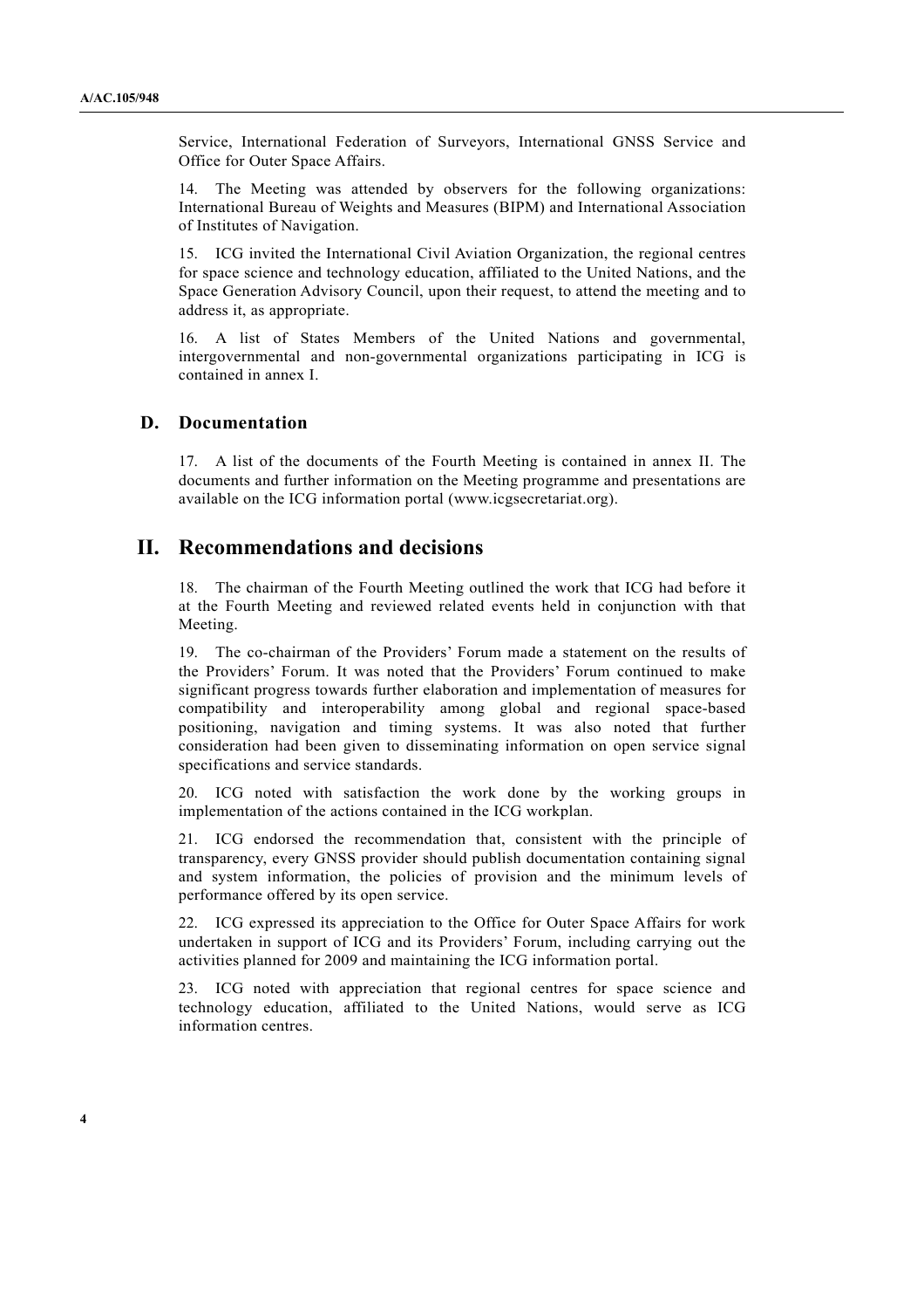Service, International Federation of Surveyors, International GNSS Service and Office for Outer Space Affairs.

14. The Meeting was attended by observers for the following organizations: International Bureau of Weights and Measures (BIPM) and International Association of Institutes of Navigation.

15. ICG invited the International Civil Aviation Organization, the regional centres for space science and technology education, affiliated to the United Nations, and the Space Generation Advisory Council, upon their request, to attend the meeting and to address it, as appropriate.

16. A list of States Members of the United Nations and governmental, intergovernmental and non-governmental organizations participating in ICG is contained in annex I.

### D. Documentation

17. A list of the documents of the Fourth Meeting is contained in annex II. The documents and further information on the Meeting programme and presentations are available on the ICG information portal (www.icgsecretariat.org).

## II. Recommendations and decisions

18. The chairman of the Fourth Meeting outlined the work that ICG had before it at the Fourth Meeting and reviewed related events held in conjunction with that Meeting.

19. The co-chairman of the Providers' Forum made a statement on the results of the Providers' Forum. It was noted that the Providers' Forum continued to make significant progress towards further elaboration and implementation of measures for compatibility and interoperability among global and regional space-based positioning, navigation and timing systems. It was also noted that further consideration had been given to disseminating information on open service signal specifications and service standards.

20. ICG noted with satisfaction the work done by the working groups in implementation of the actions contained in the ICG workplan.

21. ICG endorsed the recommendation that, consistent with the principle of transparency, every GNSS provider should publish documentation containing signal and system information, the policies of provision and the minimum levels of performance offered by its open service.

22. ICG expressed its appreciation to the Office for Outer Space Affairs for work undertaken in support of ICG and its Providers' Forum, including carrying out the activities planned for 2009 and maintaining the ICG information portal.

23. ICG noted with appreciation that regional centres for space science and technology education, affiliated to the United Nations, would serve as ICG information centres.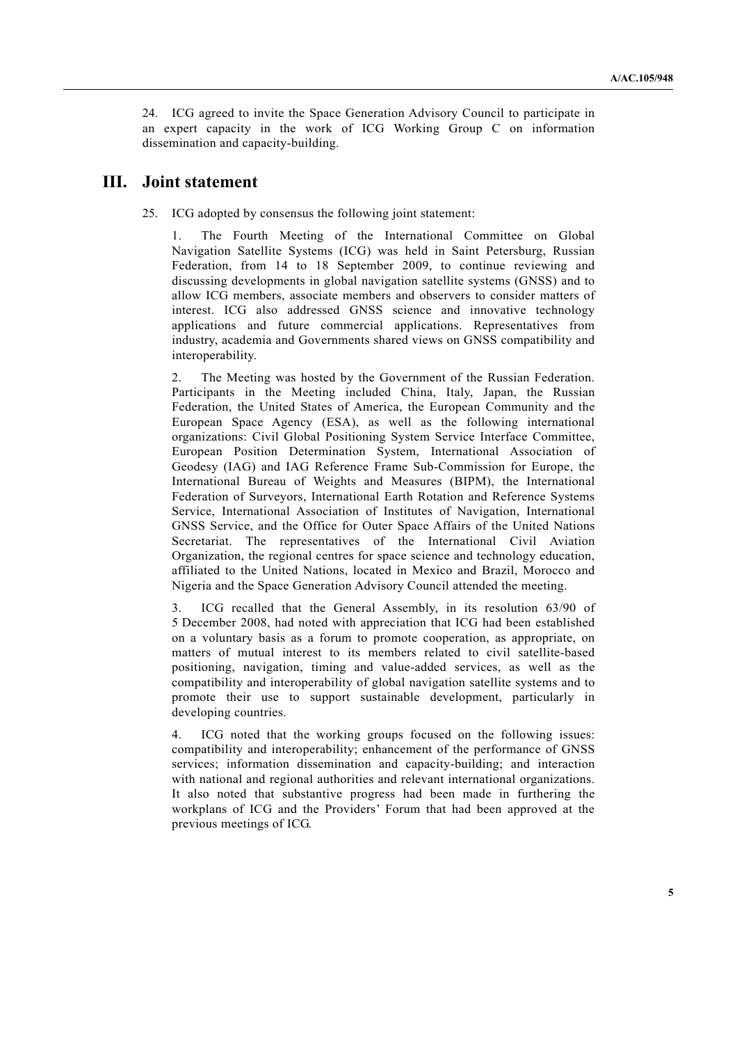24. ICG agreed to invite the Space Generation Advisory Council to participate in an expert capacity in the work of ICG Working Group C on information dissemination and capacity-building.

# III. Joint statement

25. ICG adopted by consensus the following joint statement:

> 1. The Fourth Meeting of the International Committee on Global Navigation Satellite Systems (ICG) was held in Saint Petersburg, Russian Federation, from 14 to 18 September 2009, to continue reviewing and discussing developments in global navigation satellite systems (GNSS) and to allow ICG members, associate members and observers to consider matters of interest. ICG also addressed GNSS science and innovative technology applications and future commercial applications. Representatives from industry, academia and Governments shared views on GNSS compatibility and interoperability.
>
> 2. The Meeting was hosted by the Government of the Russian Federation. Participants in the Meeting included China, Italy, Japan, the Russian Federation, the United States of America, the European Community and the European Space Agency (ESA), as well as the following international organizations: Civil Global Positioning System Service Interface Committee, European Position Determination System, International Association of Geodesy (IAG) and IAG Reference Frame Sub-Commission for Europe, the International Bureau of Weights and Measures (BIPM), the International Federation of Surveyors, International Earth Rotation and Reference Systems Service, International Association of Institutes of Navigation, International GNSS Service, and the Office for Outer Space Affairs of the United Nations Secretariat. The representatives of the International Civil Aviation Organization, the regional centres for space science and technology education, affiliated to the United Nations, located in Mexico and Brazil, Morocco and Nigeria and the Space Generation Advisory Council attended the meeting.
>
> 3. ICG recalled that the General Assembly, in its resolution 63/90 of 5 December 2008, had noted with appreciation that ICG had been established on a voluntary basis as a forum to promote cooperation, as appropriate, on matters of mutual interest to its members related to civil satellite-based positioning, navigation, timing and value-added services, as well as the compatibility and interoperability of global navigation satellite systems and to promote their use to support sustainable development, particularly in developing countries.
>
> 4. ICG noted that the working groups focused on the following issues: compatibility and interoperability; enhancement of the performance of GNSS services; information dissemination and capacity-building; and interaction with national and regional authorities and relevant international organizations. It also noted that substantive progress had been made in furthering the workplans of ICG and the Providers' Forum that had been approved at the previous meetings of ICG.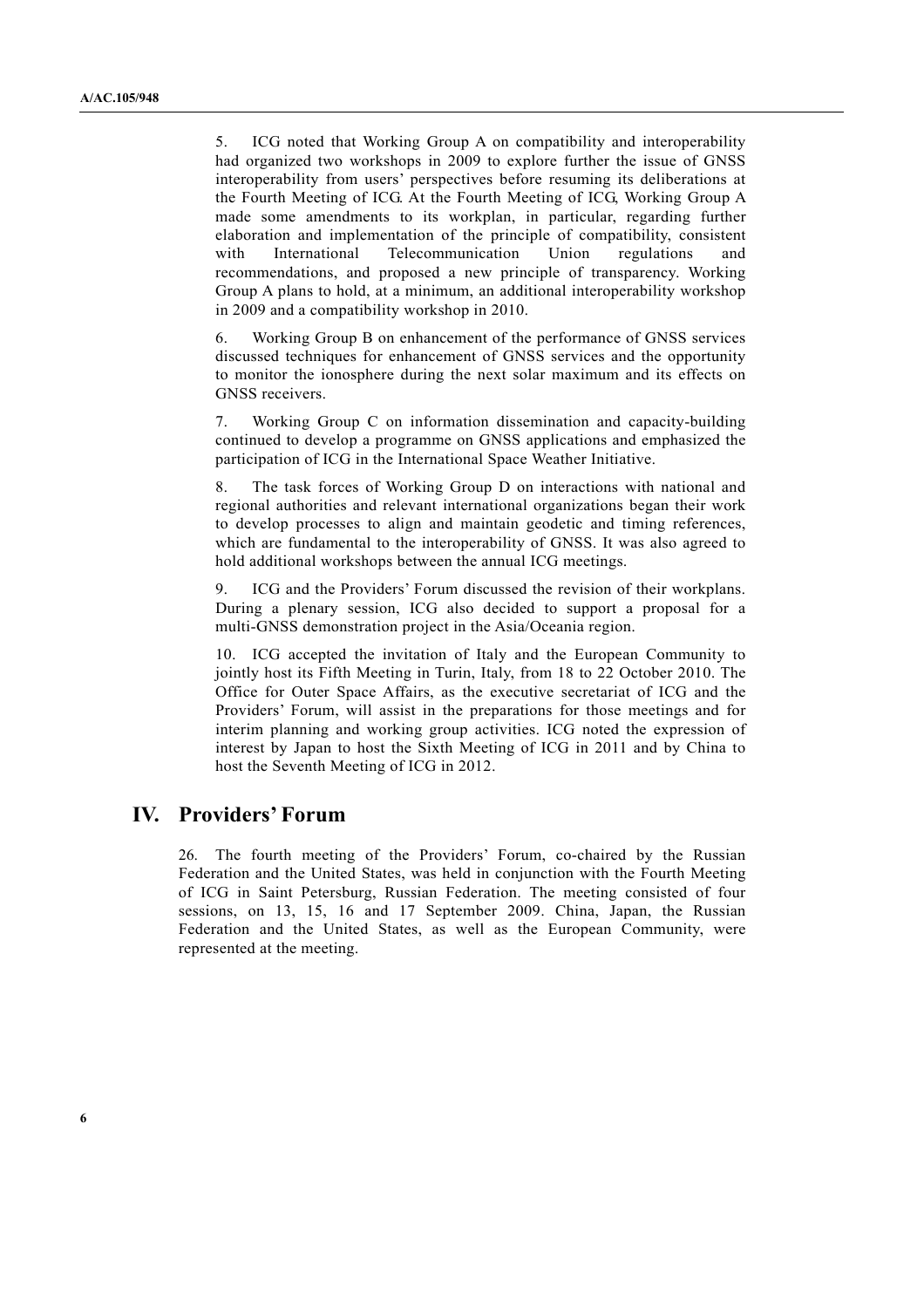5. ICG noted that Working Group A on compatibility and interoperability had organized two workshops in 2009 to explore further the issue of GNSS interoperability from users' perspectives before resuming its deliberations at the Fourth Meeting of ICG. At the Fourth Meeting of ICG, Working Group A made some amendments to its workplan, in particular, regarding further elaboration and implementation of the principle of compatibility, consistent with International Telecommunication Union regulations and recommendations, and proposed a new principle of transparency. Working Group A plans to hold, at a minimum, an additional interoperability workshop in 2009 and a compatibility workshop in 2010.

6. Working Group B on enhancement of the performance of GNSS services discussed techniques for enhancement of GNSS services and the opportunity to monitor the ionosphere during the next solar maximum and its effects on GNSS receivers.

7. Working Group C on information dissemination and capacity-building continued to develop a programme on GNSS applications and emphasized the participation of ICG in the International Space Weather Initiative.

8. The task forces of Working Group D on interactions with national and regional authorities and relevant international organizations began their work to develop processes to align and maintain geodetic and timing references, which are fundamental to the interoperability of GNSS. It was also agreed to hold additional workshops between the annual ICG meetings.

9. ICG and the Providers' Forum discussed the revision of their workplans. During a plenary session, ICG also decided to support a proposal for a multi-GNSS demonstration project in the Asia/Oceania region.

10. ICG accepted the invitation of Italy and the European Community to jointly host its Fifth Meeting in Turin, Italy, from 18 to 22 October 2010. The Office for Outer Space Affairs, as the executive secretariat of ICG and the Providers' Forum, will assist in the preparations for those meetings and for interim planning and working group activities. ICG noted the expression of interest by Japan to host the Sixth Meeting of ICG in 2011 and by China to host the Seventh Meeting of ICG in 2012.

## IV. Providers' Forum

26. The fourth meeting of the Providers' Forum, co-chaired by the Russian Federation and the United States, was held in conjunction with the Fourth Meeting of ICG in Saint Petersburg, Russian Federation. The meeting consisted of four sessions, on 13, 15, 16 and 17 September 2009. China, Japan, the Russian Federation and the United States, as well as the European Community, were represented at the meeting.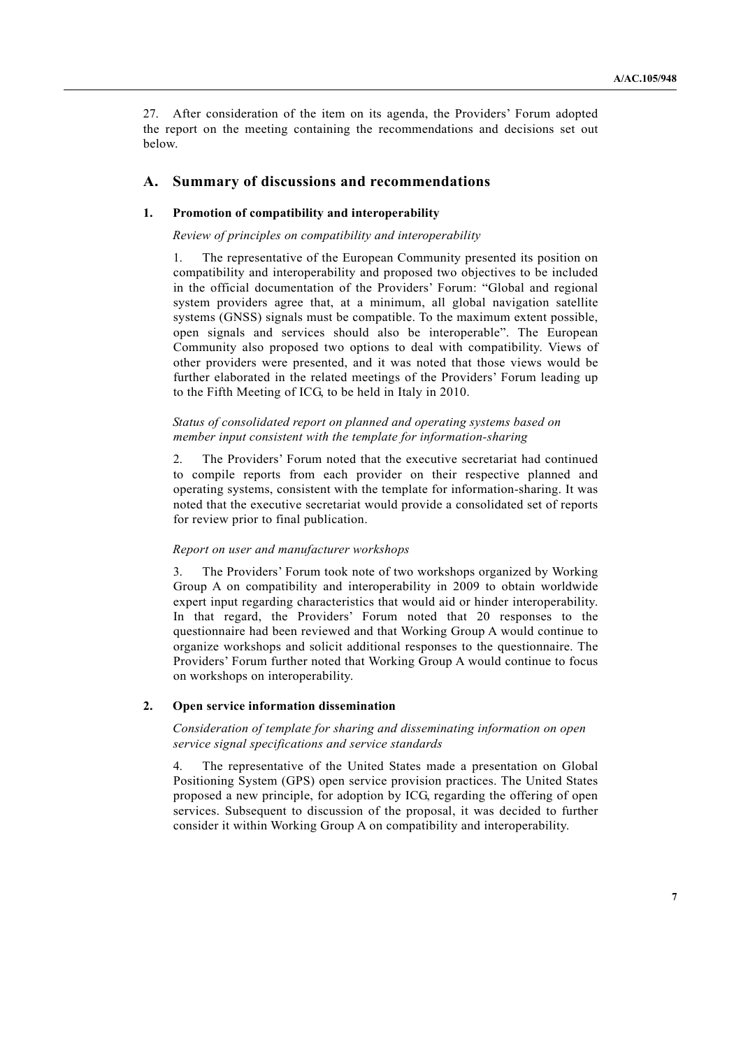27. After consideration of the item on its agenda, the Providers' Forum adopted the report on the meeting containing the recommendations and decisions set out below.

## A. Summary of discussions and recommendations

### 1. Promotion of compatibility and interoperability

*Review of principles on compatibility and interoperability*

1. The representative of the European Community presented its position on compatibility and interoperability and proposed two objectives to be included in the official documentation of the Providers' Forum: "Global and regional system providers agree that, at a minimum, all global navigation satellite systems (GNSS) signals must be compatible. To the maximum extent possible, open signals and services should also be interoperable". The European Community also proposed two options to deal with compatibility. Views of other providers were presented, and it was noted that those views would be further elaborated in the related meetings of the Providers' Forum leading up to the Fifth Meeting of ICG, to be held in Italy in 2010.

*Status of consolidated report on planned and operating systems based on member input consistent with the template for information-sharing*

2. The Providers' Forum noted that the executive secretariat had continued to compile reports from each provider on their respective planned and operating systems, consistent with the template for information-sharing. It was noted that the executive secretariat would provide a consolidated set of reports for review prior to final publication.

*Report on user and manufacturer workshops*

3. The Providers' Forum took note of two workshops organized by Working Group A on compatibility and interoperability in 2009 to obtain worldwide expert input regarding characteristics that would aid or hinder interoperability. In that regard, the Providers' Forum noted that 20 responses to the questionnaire had been reviewed and that Working Group A would continue to organize workshops and solicit additional responses to the questionnaire. The Providers' Forum further noted that Working Group A would continue to focus on workshops on interoperability.

### 2. Open service information dissemination

*Consideration of template for sharing and disseminating information on open service signal specifications and service standards*

4. The representative of the United States made a presentation on Global Positioning System (GPS) open service provision practices. The United States proposed a new principle, for adoption by ICG, regarding the offering of open services. Subsequent to discussion of the proposal, it was decided to further consider it within Working Group A on compatibility and interoperability.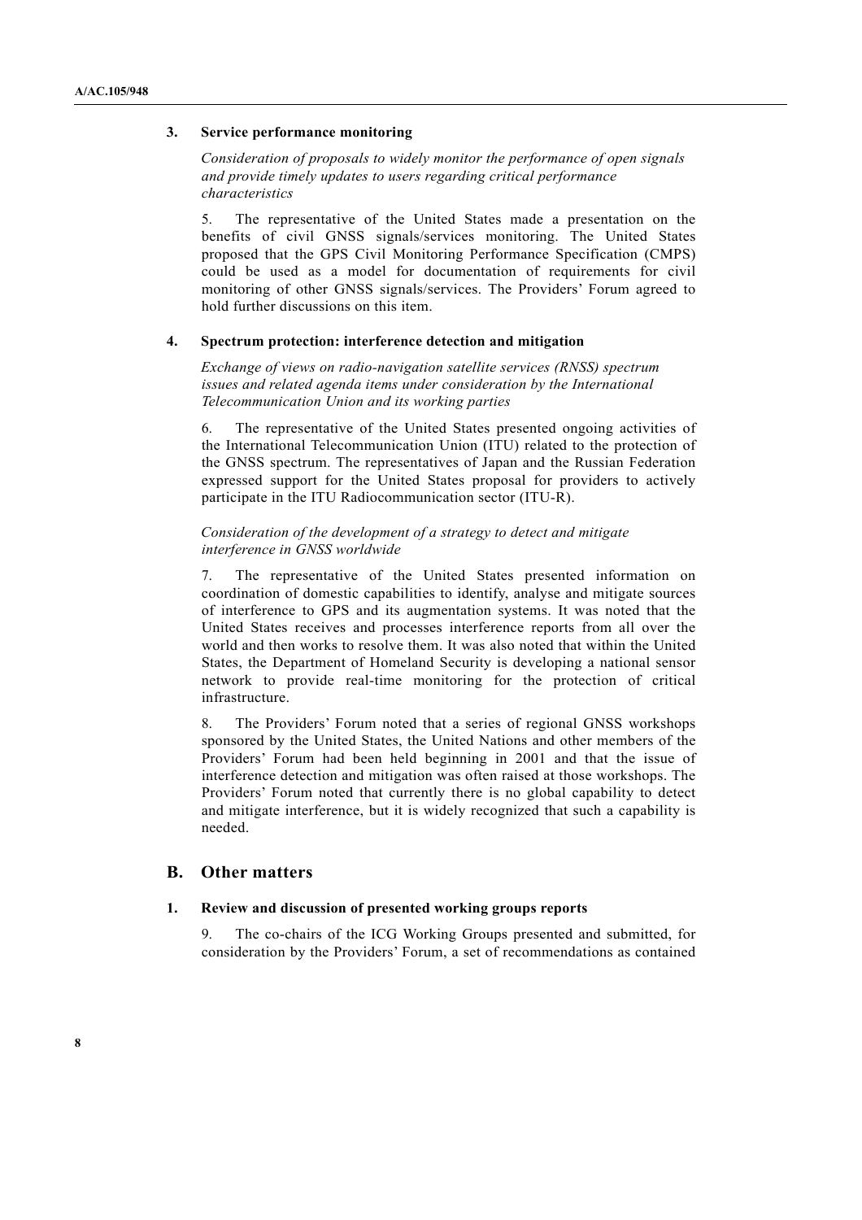### 3. Service performance monitoring

*Consideration of proposals to widely monitor the performance of open signals and provide timely updates to users regarding critical performance characteristics*

5. The representative of the United States made a presentation on the benefits of civil GNSS signals/services monitoring. The United States proposed that the GPS Civil Monitoring Performance Specification (CMPS) could be used as a model for documentation of requirements for civil monitoring of other GNSS signals/services. The Providers' Forum agreed to hold further discussions on this item.

### 4. Spectrum protection: interference detection and mitigation

*Exchange of views on radio-navigation satellite services (RNSS) spectrum issues and related agenda items under consideration by the International Telecommunication Union and its working parties*

6. The representative of the United States presented ongoing activities of the International Telecommunication Union (ITU) related to the protection of the GNSS spectrum. The representatives of Japan and the Russian Federation expressed support for the United States proposal for providers to actively participate in the ITU Radiocommunication sector (ITU-R).

*Consideration of the development of a strategy to detect and mitigate interference in GNSS worldwide*

7. The representative of the United States presented information on coordination of domestic capabilities to identify, analyse and mitigate sources of interference to GPS and its augmentation systems. It was noted that the United States receives and processes interference reports from all over the world and then works to resolve them. It was also noted that within the United States, the Department of Homeland Security is developing a national sensor network to provide real-time monitoring for the protection of critical infrastructure.

8. The Providers' Forum noted that a series of regional GNSS workshops sponsored by the United States, the United Nations and other members of the Providers' Forum had been held beginning in 2001 and that the issue of interference detection and mitigation was often raised at those workshops. The Providers' Forum noted that currently there is no global capability to detect and mitigate interference, but it is widely recognized that such a capability is needed.

## B. Other matters

### 1. Review and discussion of presented working groups reports

9. The co-chairs of the ICG Working Groups presented and submitted, for consideration by the Providers' Forum, a set of recommendations as contained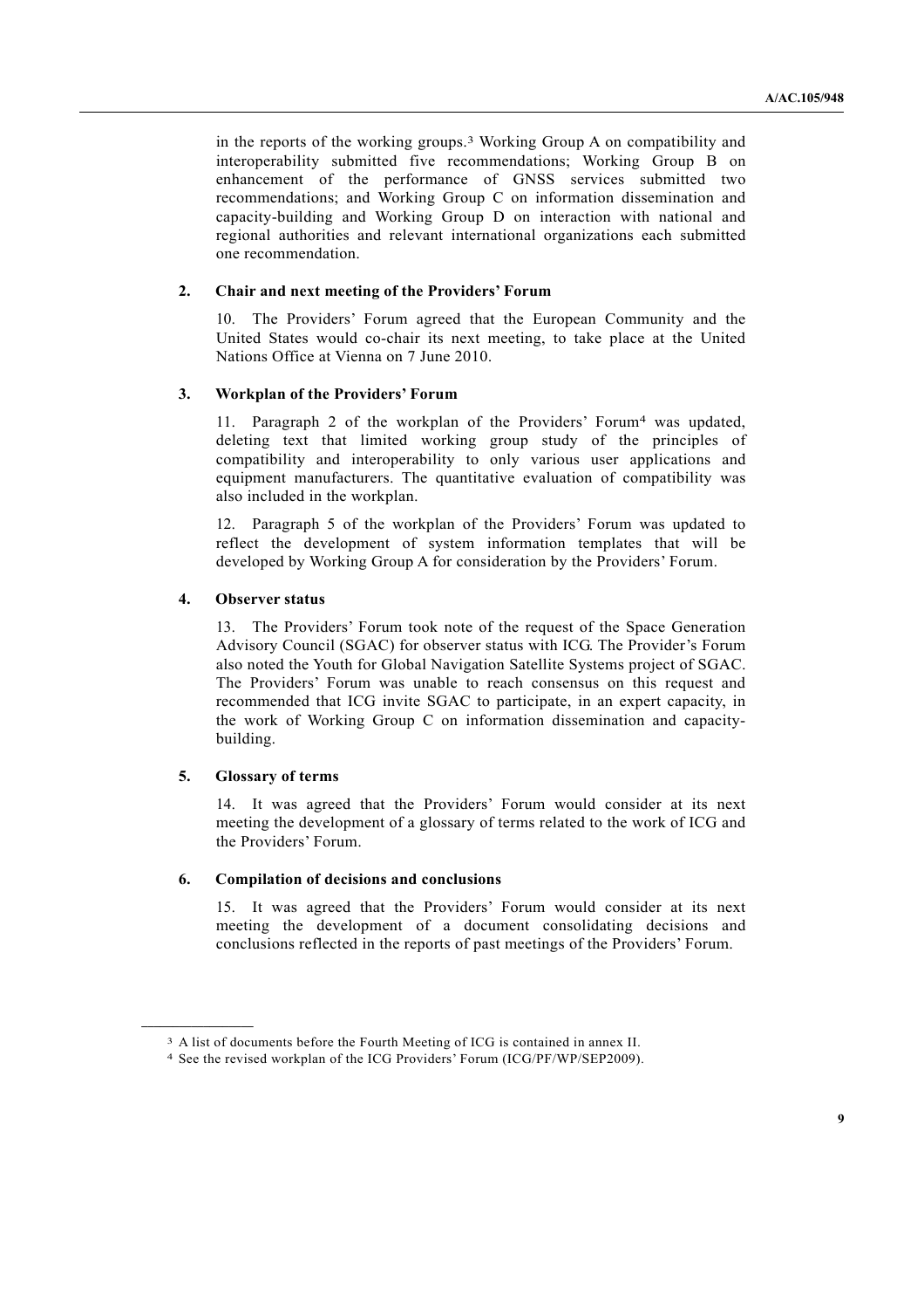in the reports of the working groups.[3] Working Group A on compatibility and interoperability submitted five recommendations; Working Group B on enhancement of the performance of GNSS services submitted two recommendations; and Working Group C on information dissemination and capacity-building and Working Group D on interaction with national and regional authorities and relevant international organizations each submitted one recommendation.

### 2. Chair and next meeting of the Providers' Forum

10. The Providers' Forum agreed that the European Community and the United States would co-chair its next meeting, to take place at the United Nations Office at Vienna on 7 June 2010.

### 3. Workplan of the Providers' Forum

11. Paragraph 2 of the workplan of the Providers' Forum[4] was updated, deleting text that limited working group study of the principles of compatibility and interoperability to only various user applications and equipment manufacturers. The quantitative evaluation of compatibility was also included in the workplan.

12. Paragraph 5 of the workplan of the Providers' Forum was updated to reflect the development of system information templates that will be developed by Working Group A for consideration by the Providers' Forum.

### 4. Observer status

13. The Providers' Forum took note of the request of the Space Generation Advisory Council (SGAC) for observer status with ICG. The Provider's Forum also noted the Youth for Global Navigation Satellite Systems project of SGAC. The Providers' Forum was unable to reach consensus on this request and recommended that ICG invite SGAC to participate, in an expert capacity, in the work of Working Group C on information dissemination and capacity-building.

### 5. Glossary of terms

14. It was agreed that the Providers' Forum would consider at its next meeting the development of a glossary of terms related to the work of ICG and the Providers' Forum.

### 6. Compilation of decisions and conclusions

15. It was agreed that the Providers' Forum would consider at its next meeting the development of a document consolidating decisions and conclusions reflected in the reports of past meetings of the Providers' Forum.

---

[3] A list of documents before the Fourth Meeting of ICG is contained in annex II.

[4] See the revised workplan of the ICG Providers' Forum (ICG/PF/WP/SEP2009).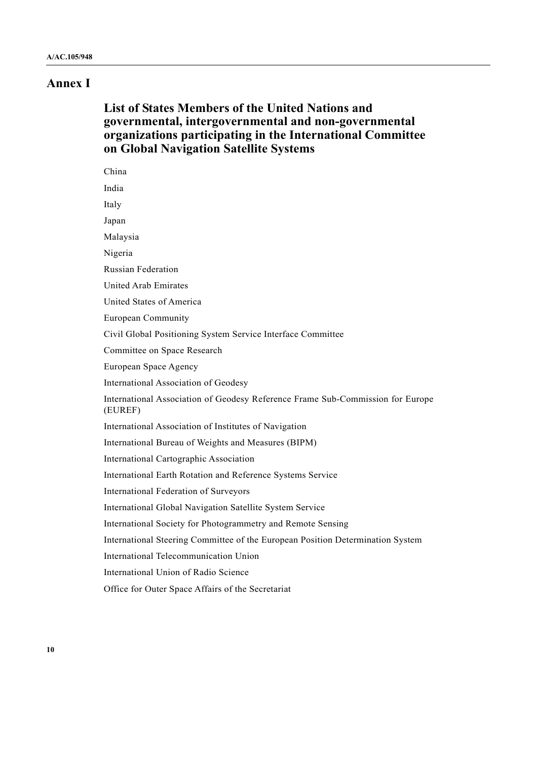# Annex I

## List of States Members of the United Nations and governmental, intergovernmental and non-governmental organizations participating in the International Committee on Global Navigation Satellite Systems

China

India

Italy

Japan

Malaysia

Nigeria

Russian Federation

United Arab Emirates

United States of America

European Community

Civil Global Positioning System Service Interface Committee

Committee on Space Research

European Space Agency

International Association of Geodesy

International Association of Geodesy Reference Frame Sub-Commission for Europe (EUREF)

International Association of Institutes of Navigation

International Bureau of Weights and Measures (BIPM)

International Cartographic Association

International Earth Rotation and Reference Systems Service

International Federation of Surveyors

International Global Navigation Satellite System Service

International Society for Photogrammetry and Remote Sensing

International Steering Committee of the European Position Determination System

International Telecommunication Union

International Union of Radio Science

Office for Outer Space Affairs of the Secretariat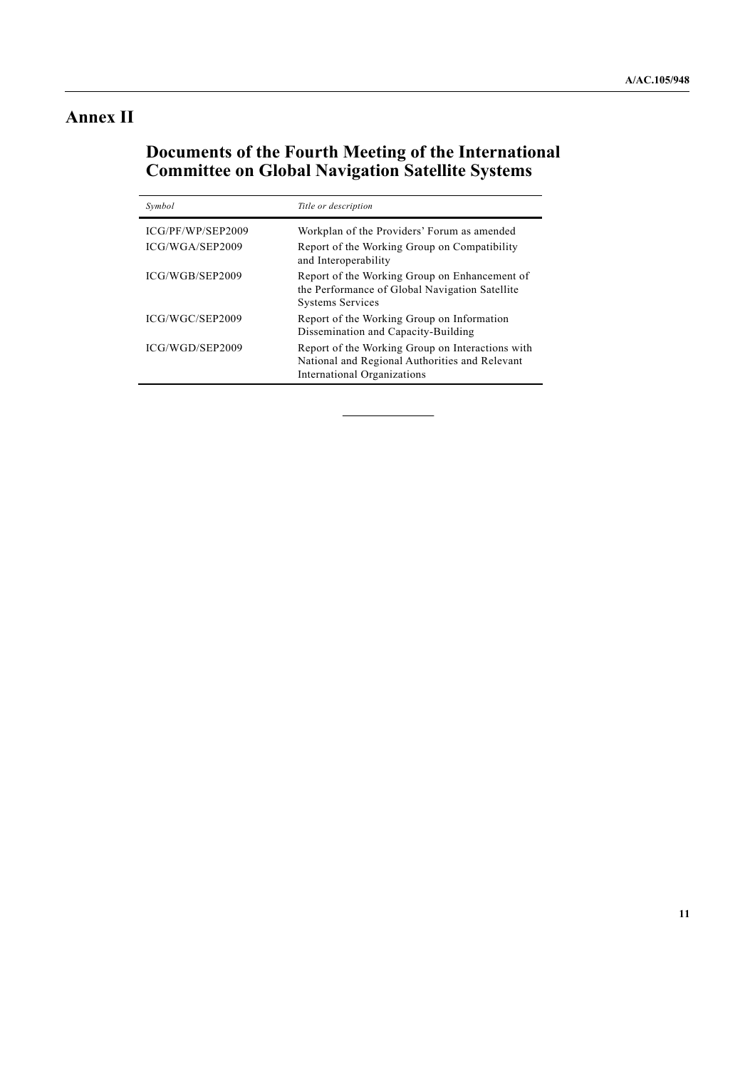# Annex II

## Documents of the Fourth Meeting of the International Committee on Global Navigation Satellite Systems

| *Symbol* | *Title or description* |
|---|---|
| ICG/PF/WP/SEP2009 | Workplan of the Providers' Forum as amended |
| ICG/WGA/SEP2009 | Report of the Working Group on Compatibility and Interoperability |
| ICG/WGB/SEP2009 | Report of the Working Group on Enhancement of the Performance of Global Navigation Satellite Systems Services |
| ICG/WGC/SEP2009 | Report of the Working Group on Information Dissemination and Capacity-Building |
| ICG/WGD/SEP2009 | Report of the Working Group on Interactions with National and Regional Authorities and Relevant International Organizations |